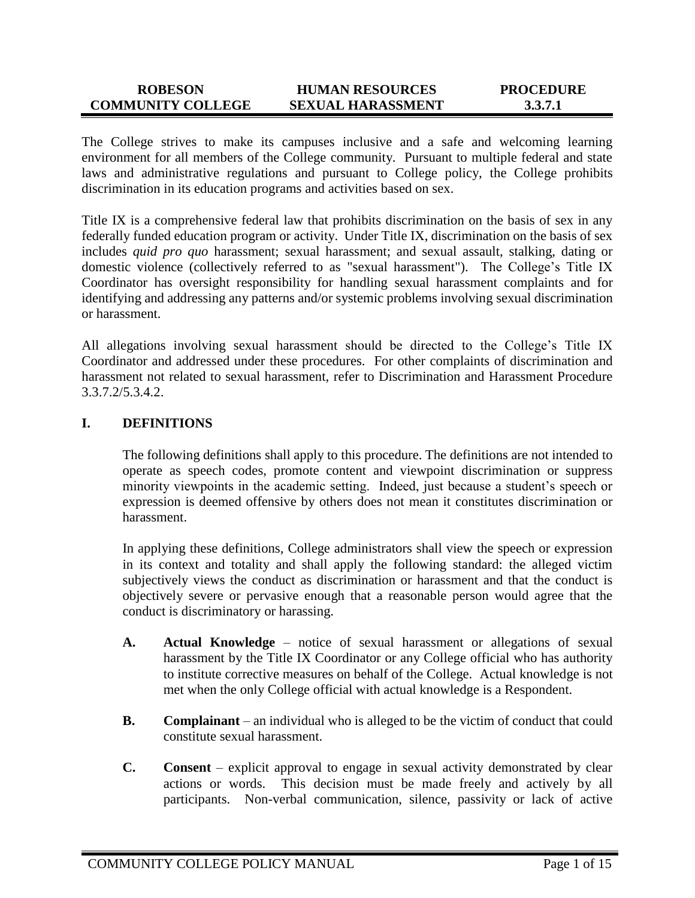| ROBESON COMMUNITY COLLEGE | HUMAN RESOURCES SEXUAL HARASSMENT | PROCEDURE 3.3.7.1 |
|---|---|---|

The College strives to make its campuses inclusive and a safe and welcoming learning environment for all members of the College community. Pursuant to multiple federal and state laws and administrative regulations and pursuant to College policy, the College prohibits discrimination in its education programs and activities based on sex.

Title IX is a comprehensive federal law that prohibits discrimination on the basis of sex in any federally funded education program or activity. Under Title IX, discrimination on the basis of sex includes *quid pro quo* harassment; sexual harassment; and sexual assault, stalking, dating or domestic violence (collectively referred to as "sexual harassment"). The College's Title IX Coordinator has oversight responsibility for handling sexual harassment complaints and for identifying and addressing any patterns and/or systemic problems involving sexual discrimination or harassment.

All allegations involving sexual harassment should be directed to the College's Title IX Coordinator and addressed under these procedures. For other complaints of discrimination and harassment not related to sexual harassment, refer to Discrimination and Harassment Procedure 3.3.7.2/5.3.4.2.

## I. DEFINITIONS

The following definitions shall apply to this procedure. The definitions are not intended to operate as speech codes, promote content and viewpoint discrimination or suppress minority viewpoints in the academic setting. Indeed, just because a student's speech or expression is deemed offensive by others does not mean it constitutes discrimination or harassment.

In applying these definitions, College administrators shall view the speech or expression in its context and totality and shall apply the following standard: the alleged victim subjectively views the conduct as discrimination or harassment and that the conduct is objectively severe or pervasive enough that a reasonable person would agree that the conduct is discriminatory or harassing.

**A. Actual Knowledge** – notice of sexual harassment or allegations of sexual harassment by the Title IX Coordinator or any College official who has authority to institute corrective measures on behalf of the College. Actual knowledge is not met when the only College official with actual knowledge is a Respondent.

**B. Complainant** – an individual who is alleged to be the victim of conduct that could constitute sexual harassment.

**C. Consent** – explicit approval to engage in sexual activity demonstrated by clear actions or words. This decision must be made freely and actively by all participants. Non-verbal communication, silence, passivity or lack of active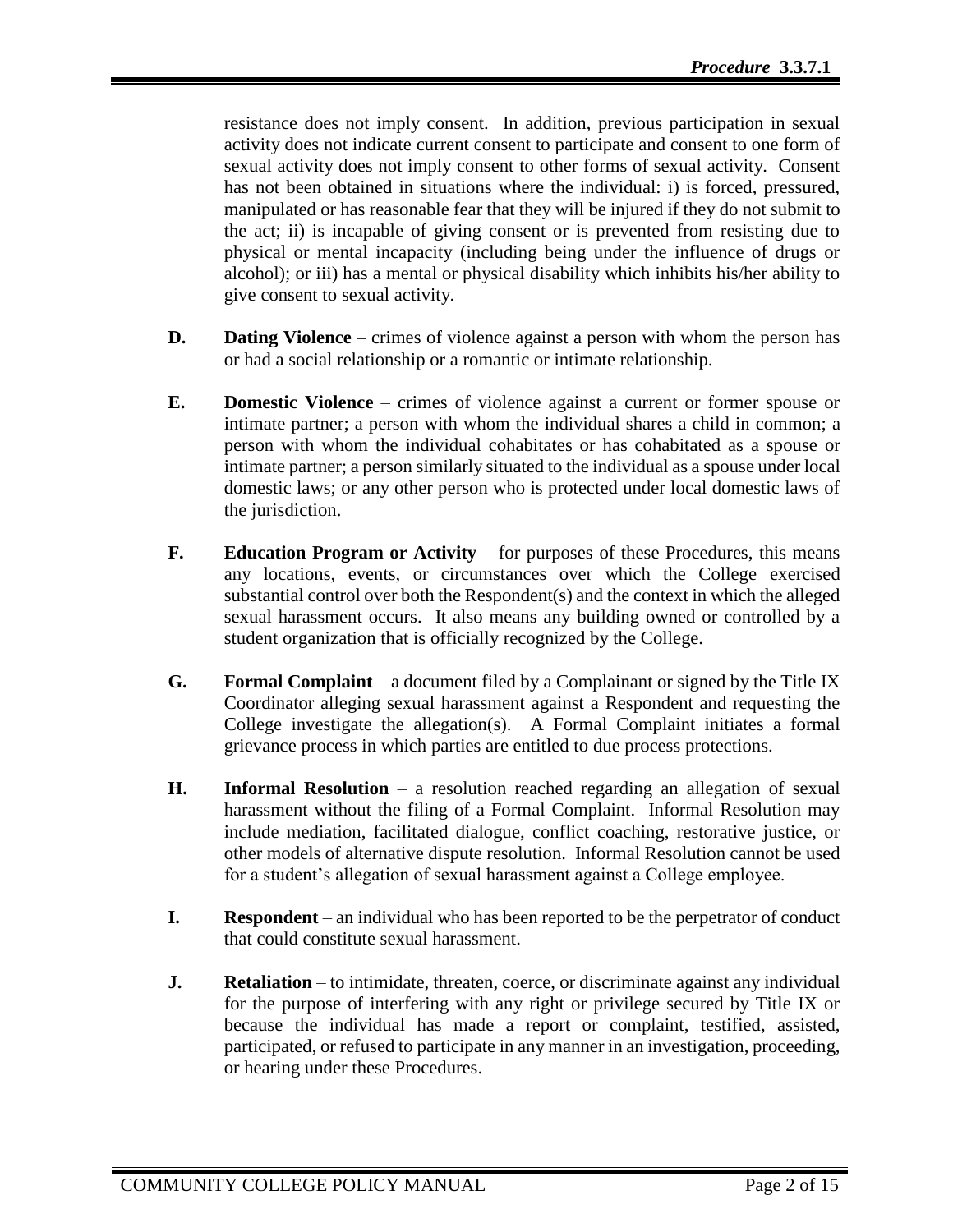resistance does not imply consent. In addition, previous participation in sexual activity does not indicate current consent to participate and consent to one form of sexual activity does not imply consent to other forms of sexual activity. Consent has not been obtained in situations where the individual: i) is forced, pressured, manipulated or has reasonable fear that they will be injured if they do not submit to the act; ii) is incapable of giving consent or is prevented from resisting due to physical or mental incapacity (including being under the influence of drugs or alcohol); or iii) has a mental or physical disability which inhibits his/her ability to give consent to sexual activity.

**D.** **Dating Violence** – crimes of violence against a person with whom the person has or had a social relationship or a romantic or intimate relationship.

**E.** **Domestic Violence** – crimes of violence against a current or former spouse or intimate partner; a person with whom the individual shares a child in common; a person with whom the individual cohabitates or has cohabitated as a spouse or intimate partner; a person similarly situated to the individual as a spouse under local domestic laws; or any other person who is protected under local domestic laws of the jurisdiction.

**F.** **Education Program or Activity** – for purposes of these Procedures, this means any locations, events, or circumstances over which the College exercised substantial control over both the Respondent(s) and the context in which the alleged sexual harassment occurs. It also means any building owned or controlled by a student organization that is officially recognized by the College.

**G.** **Formal Complaint** – a document filed by a Complainant or signed by the Title IX Coordinator alleging sexual harassment against a Respondent and requesting the College investigate the allegation(s). A Formal Complaint initiates a formal grievance process in which parties are entitled to due process protections.

**H.** **Informal Resolution** – a resolution reached regarding an allegation of sexual harassment without the filing of a Formal Complaint. Informal Resolution may include mediation, facilitated dialogue, conflict coaching, restorative justice, or other models of alternative dispute resolution. Informal Resolution cannot be used for a student's allegation of sexual harassment against a College employee.

**I.** **Respondent** – an individual who has been reported to be the perpetrator of conduct that could constitute sexual harassment.

**J.** **Retaliation** – to intimidate, threaten, coerce, or discriminate against any individual for the purpose of interfering with any right or privilege secured by Title IX or because the individual has made a report or complaint, testified, assisted, participated, or refused to participate in any manner in an investigation, proceeding, or hearing under these Procedures.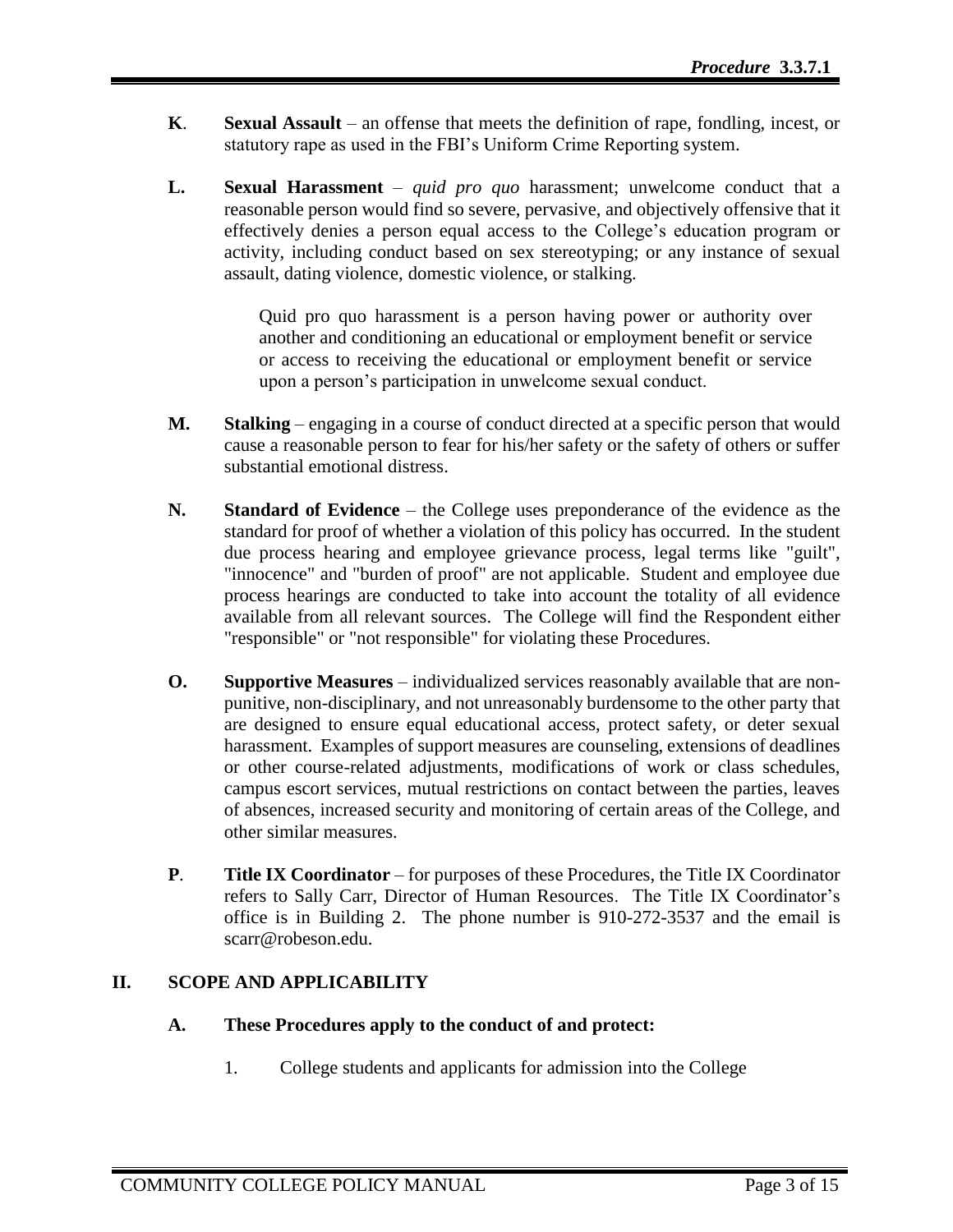**K.** **Sexual Assault** – an offense that meets the definition of rape, fondling, incest, or statutory rape as used in the FBI's Uniform Crime Reporting system.

**L.** **Sexual Harassment** – *quid pro quo* harassment; unwelcome conduct that a reasonable person would find so severe, pervasive, and objectively offensive that it effectively denies a person equal access to the College's education program or activity, including conduct based on sex stereotyping; or any instance of sexual assault, dating violence, domestic violence, or stalking.

> Quid pro quo harassment is a person having power or authority over another and conditioning an educational or employment benefit or service or access to receiving the educational or employment benefit or service upon a person's participation in unwelcome sexual conduct.

**M.** **Stalking** – engaging in a course of conduct directed at a specific person that would cause a reasonable person to fear for his/her safety or the safety of others or suffer substantial emotional distress.

**N.** **Standard of Evidence** – the College uses preponderance of the evidence as the standard for proof of whether a violation of this policy has occurred. In the student due process hearing and employee grievance process, legal terms like "guilt", "innocence" and "burden of proof" are not applicable. Student and employee due process hearings are conducted to take into account the totality of all evidence available from all relevant sources. The College will find the Respondent either "responsible" or "not responsible" for violating these Procedures.

**O.** **Supportive Measures** – individualized services reasonably available that are non-punitive, non-disciplinary, and not unreasonably burdensome to the other party that are designed to ensure equal educational access, protect safety, or deter sexual harassment. Examples of support measures are counseling, extensions of deadlines or other course-related adjustments, modifications of work or class schedules, campus escort services, mutual restrictions on contact between the parties, leaves of absences, increased security and monitoring of certain areas of the College, and other similar measures.

**P.** **Title IX Coordinator** – for purposes of these Procedures, the Title IX Coordinator refers to Sally Carr, Director of Human Resources. The Title IX Coordinator's office is in Building 2. The phone number is 910-272-3537 and the email is scarr@robeson.edu.

## II. SCOPE AND APPLICABILITY

### A. These Procedures apply to the conduct of and protect:

1. College students and applicants for admission into the College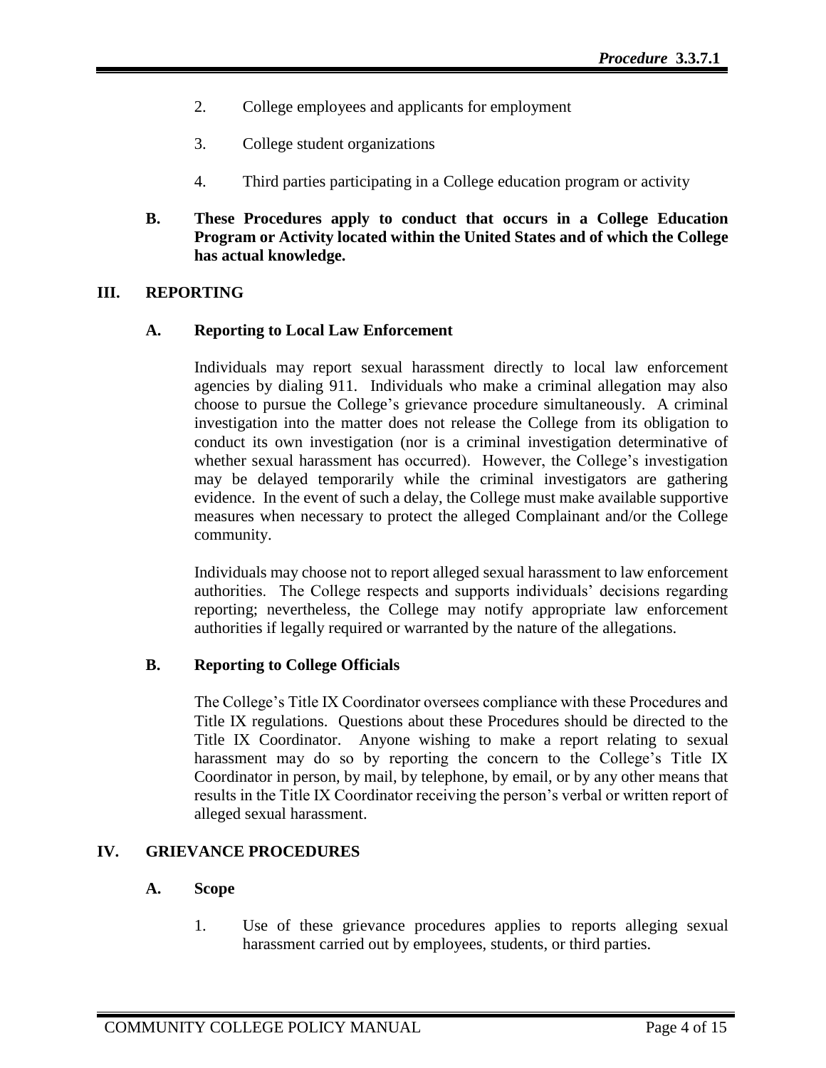2. College employees and applicants for employment

3. College student organizations

4. Third parties participating in a College education program or activity

**B. These Procedures apply to conduct that occurs in a College Education Program or Activity located within the United States and of which the College has actual knowledge.**

## III. REPORTING

### A. Reporting to Local Law Enforcement

Individuals may report sexual harassment directly to local law enforcement agencies by dialing 911. Individuals who make a criminal allegation may also choose to pursue the College's grievance procedure simultaneously. A criminal investigation into the matter does not release the College from its obligation to conduct its own investigation (nor is a criminal investigation determinative of whether sexual harassment has occurred). However, the College's investigation may be delayed temporarily while the criminal investigators are gathering evidence. In the event of such a delay, the College must make available supportive measures when necessary to protect the alleged Complainant and/or the College community.

Individuals may choose not to report alleged sexual harassment to law enforcement authorities. The College respects and supports individuals' decisions regarding reporting; nevertheless, the College may notify appropriate law enforcement authorities if legally required or warranted by the nature of the allegations.

### B. Reporting to College Officials

The College's Title IX Coordinator oversees compliance with these Procedures and Title IX regulations. Questions about these Procedures should be directed to the Title IX Coordinator. Anyone wishing to make a report relating to sexual harassment may do so by reporting the concern to the College's Title IX Coordinator in person, by mail, by telephone, by email, or by any other means that results in the Title IX Coordinator receiving the person's verbal or written report of alleged sexual harassment.

## IV. GRIEVANCE PROCEDURES

### A. Scope

1. Use of these grievance procedures applies to reports alleging sexual harassment carried out by employees, students, or third parties.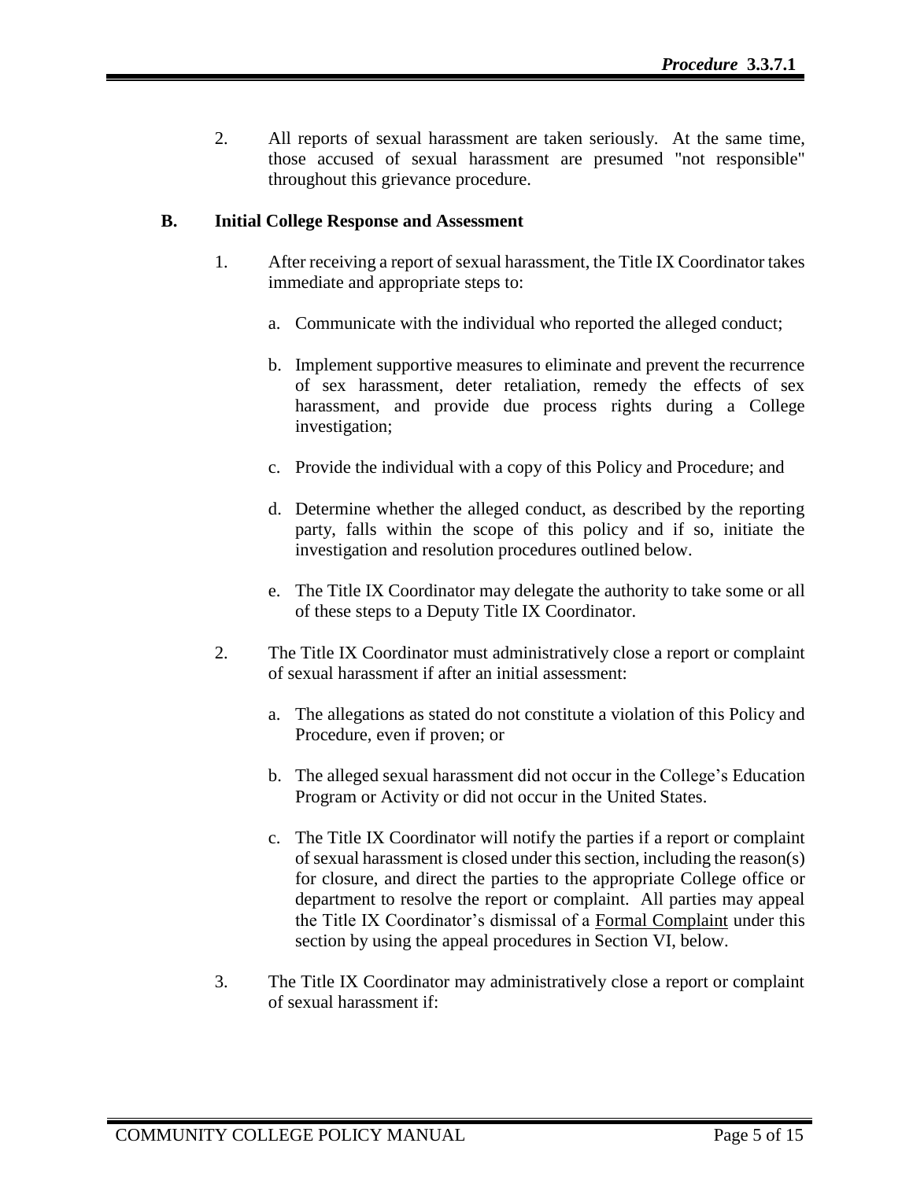2. All reports of sexual harassment are taken seriously. At the same time, those accused of sexual harassment are presumed "not responsible" throughout this grievance procedure.

### B. Initial College Response and Assessment

1. After receiving a report of sexual harassment, the Title IX Coordinator takes immediate and appropriate steps to:

   a. Communicate with the individual who reported the alleged conduct;

   b. Implement supportive measures to eliminate and prevent the recurrence of sex harassment, deter retaliation, remedy the effects of sex harassment, and provide due process rights during a College investigation;

   c. Provide the individual with a copy of this Policy and Procedure; and

   d. Determine whether the alleged conduct, as described by the reporting party, falls within the scope of this policy and if so, initiate the investigation and resolution procedures outlined below.

   e. The Title IX Coordinator may delegate the authority to take some or all of these steps to a Deputy Title IX Coordinator.

2. The Title IX Coordinator must administratively close a report or complaint of sexual harassment if after an initial assessment:

   a. The allegations as stated do not constitute a violation of this Policy and Procedure, even if proven; or

   b. The alleged sexual harassment did not occur in the College's Education Program or Activity or did not occur in the United States.

   c. The Title IX Coordinator will notify the parties if a report or complaint of sexual harassment is closed under this section, including the reason(s) for closure, and direct the parties to the appropriate College office or department to resolve the report or complaint. All parties may appeal the Title IX Coordinator's dismissal of a Formal Complaint under this section by using the appeal procedures in Section VI, below.

3. The Title IX Coordinator may administratively close a report or complaint of sexual harassment if: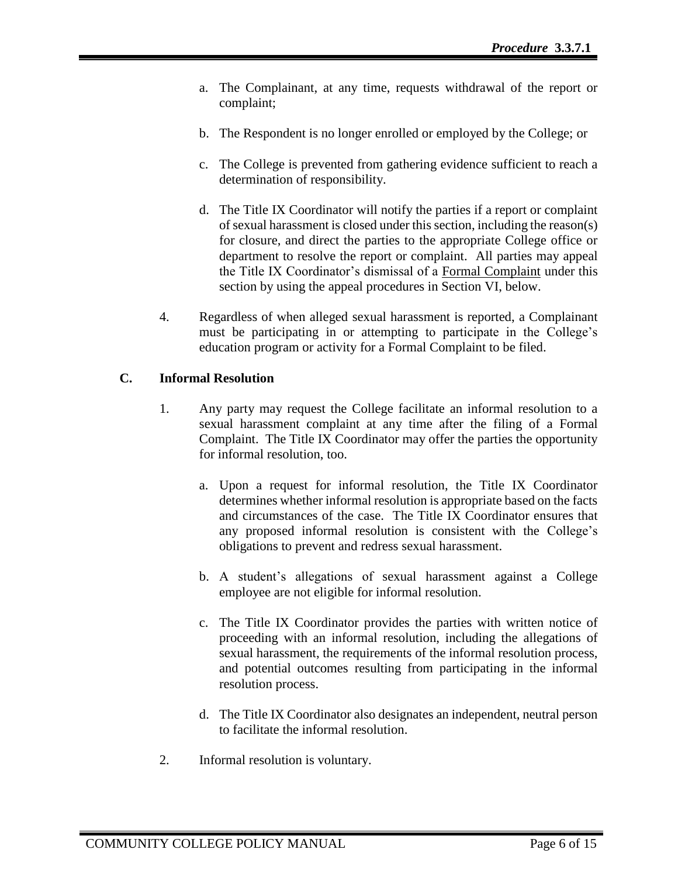a. The Complainant, at any time, requests withdrawal of the report or complaint;

b. The Respondent is no longer enrolled or employed by the College; or

c. The College is prevented from gathering evidence sufficient to reach a determination of responsibility.

d. The Title IX Coordinator will notify the parties if a report or complaint of sexual harassment is closed under this section, including the reason(s) for closure, and direct the parties to the appropriate College office or department to resolve the report or complaint. All parties may appeal the Title IX Coordinator's dismissal of a Formal Complaint under this section by using the appeal procedures in Section VI, below.

4. Regardless of when alleged sexual harassment is reported, a Complainant must be participating in or attempting to participate in the College's education program or activity for a Formal Complaint to be filed.

### C. Informal Resolution

1. Any party may request the College facilitate an informal resolution to a sexual harassment complaint at any time after the filing of a Formal Complaint. The Title IX Coordinator may offer the parties the opportunity for informal resolution, too.

   a. Upon a request for informal resolution, the Title IX Coordinator determines whether informal resolution is appropriate based on the facts and circumstances of the case. The Title IX Coordinator ensures that any proposed informal resolution is consistent with the College's obligations to prevent and redress sexual harassment.

   b. A student's allegations of sexual harassment against a College employee are not eligible for informal resolution.

   c. The Title IX Coordinator provides the parties with written notice of proceeding with an informal resolution, including the allegations of sexual harassment, the requirements of the informal resolution process, and potential outcomes resulting from participating in the informal resolution process.

   d. The Title IX Coordinator also designates an independent, neutral person to facilitate the informal resolution.

2. Informal resolution is voluntary.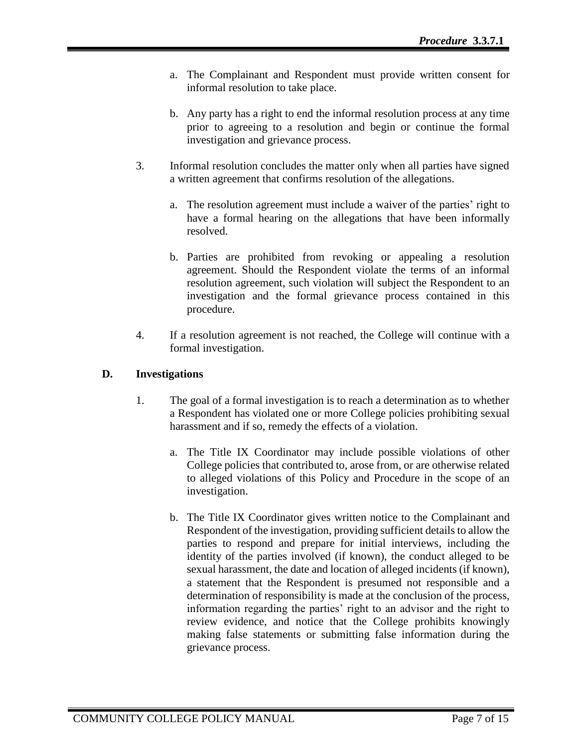a. The Complainant and Respondent must provide written consent for informal resolution to take place.

b. Any party has a right to end the informal resolution process at any time prior to agreeing to a resolution and begin or continue the formal investigation and grievance process.

3. Informal resolution concludes the matter only when all parties have signed a written agreement that confirms resolution of the allegations.

   a. The resolution agreement must include a waiver of the parties' right to have a formal hearing on the allegations that have been informally resolved.

   b. Parties are prohibited from revoking or appealing a resolution agreement. Should the Respondent violate the terms of an informal resolution agreement, such violation will subject the Respondent to an investigation and the formal grievance process contained in this procedure.

4. If a resolution agreement is not reached, the College will continue with a formal investigation.

## D. Investigations

1. The goal of a formal investigation is to reach a determination as to whether a Respondent has violated one or more College policies prohibiting sexual harassment and if so, remedy the effects of a violation.

   a. The Title IX Coordinator may include possible violations of other College policies that contributed to, arose from, or are otherwise related to alleged violations of this Policy and Procedure in the scope of an investigation.

   b. The Title IX Coordinator gives written notice to the Complainant and Respondent of the investigation, providing sufficient details to allow the parties to respond and prepare for initial interviews, including the identity of the parties involved (if known), the conduct alleged to be sexual harassment, the date and location of alleged incidents (if known), a statement that the Respondent is presumed not responsible and a determination of responsibility is made at the conclusion of the process, information regarding the parties' right to an advisor and the right to review evidence, and notice that the College prohibits knowingly making false statements or submitting false information during the grievance process.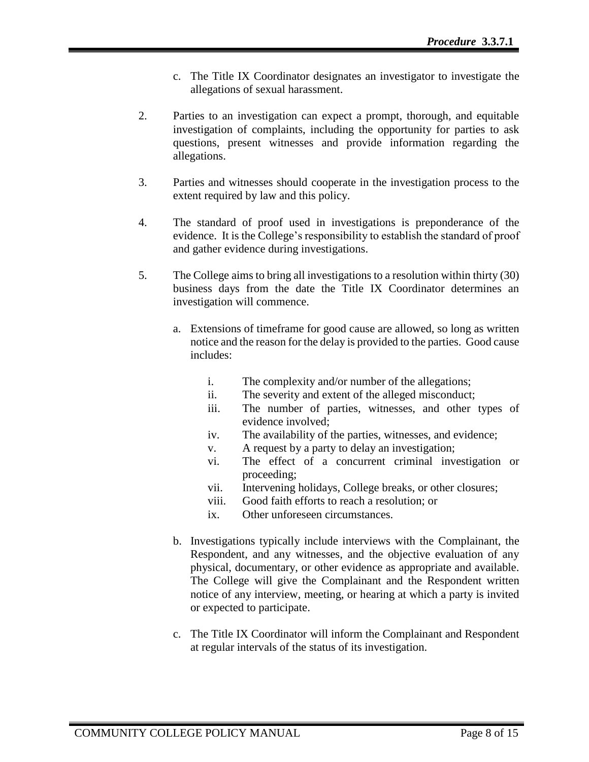c. The Title IX Coordinator designates an investigator to investigate the allegations of sexual harassment.

2. Parties to an investigation can expect a prompt, thorough, and equitable investigation of complaints, including the opportunity for parties to ask questions, present witnesses and provide information regarding the allegations.

3. Parties and witnesses should cooperate in the investigation process to the extent required by law and this policy.

4. The standard of proof used in investigations is preponderance of the evidence. It is the College's responsibility to establish the standard of proof and gather evidence during investigations.

5. The College aims to bring all investigations to a resolution within thirty (30) business days from the date the Title IX Coordinator determines an investigation will commence.

   a. Extensions of timeframe for good cause are allowed, so long as written notice and the reason for the delay is provided to the parties. Good cause includes:

      i. The complexity and/or number of the allegations;
      ii. The severity and extent of the alleged misconduct;
      iii. The number of parties, witnesses, and other types of evidence involved;
      iv. The availability of the parties, witnesses, and evidence;
      v. A request by a party to delay an investigation;
      vi. The effect of a concurrent criminal investigation or proceeding;
      vii. Intervening holidays, College breaks, or other closures;
      viii. Good faith efforts to reach a resolution; or
      ix. Other unforeseen circumstances.

   b. Investigations typically include interviews with the Complainant, the Respondent, and any witnesses, and the objective evaluation of any physical, documentary, or other evidence as appropriate and available. The College will give the Complainant and the Respondent written notice of any interview, meeting, or hearing at which a party is invited or expected to participate.

   c. The Title IX Coordinator will inform the Complainant and Respondent at regular intervals of the status of its investigation.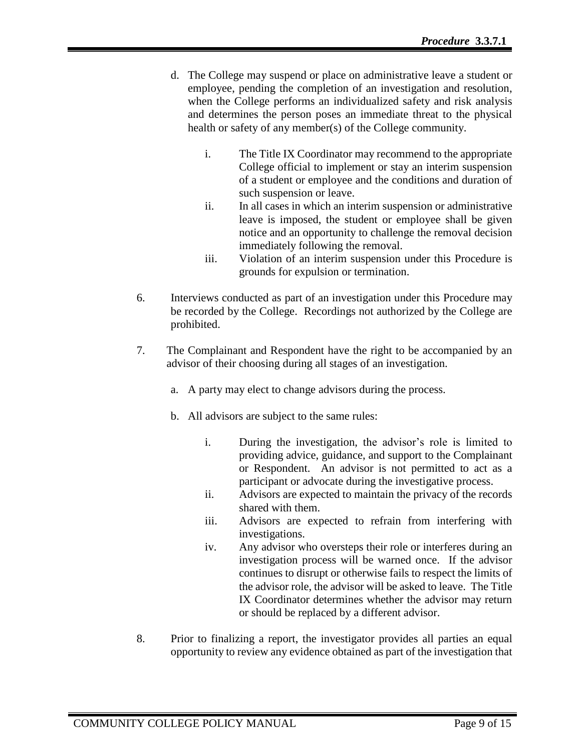d. The College may suspend or place on administrative leave a student or employee, pending the completion of an investigation and resolution, when the College performs an individualized safety and risk analysis and determines the person poses an immediate threat to the physical health or safety of any member(s) of the College community.

    i. The Title IX Coordinator may recommend to the appropriate College official to implement or stay an interim suspension of a student or employee and the conditions and duration of such suspension or leave.
    ii. In all cases in which an interim suspension or administrative leave is imposed, the student or employee shall be given notice and an opportunity to challenge the removal decision immediately following the removal.
    iii. Violation of an interim suspension under this Procedure is grounds for expulsion or termination.

6. Interviews conducted as part of an investigation under this Procedure may be recorded by the College. Recordings not authorized by the College are prohibited.

7. The Complainant and Respondent have the right to be accompanied by an advisor of their choosing during all stages of an investigation.

    a. A party may elect to change advisors during the process.

    b. All advisors are subject to the same rules:

        i. During the investigation, the advisor's role is limited to providing advice, guidance, and support to the Complainant or Respondent. An advisor is not permitted to act as a participant or advocate during the investigative process.
        ii. Advisors are expected to maintain the privacy of the records shared with them.
        iii. Advisors are expected to refrain from interfering with investigations.
        iv. Any advisor who oversteps their role or interferes during an investigation process will be warned once. If the advisor continues to disrupt or otherwise fails to respect the limits of the advisor role, the advisor will be asked to leave. The Title IX Coordinator determines whether the advisor may return or should be replaced by a different advisor.

8. Prior to finalizing a report, the investigator provides all parties an equal opportunity to review any evidence obtained as part of the investigation that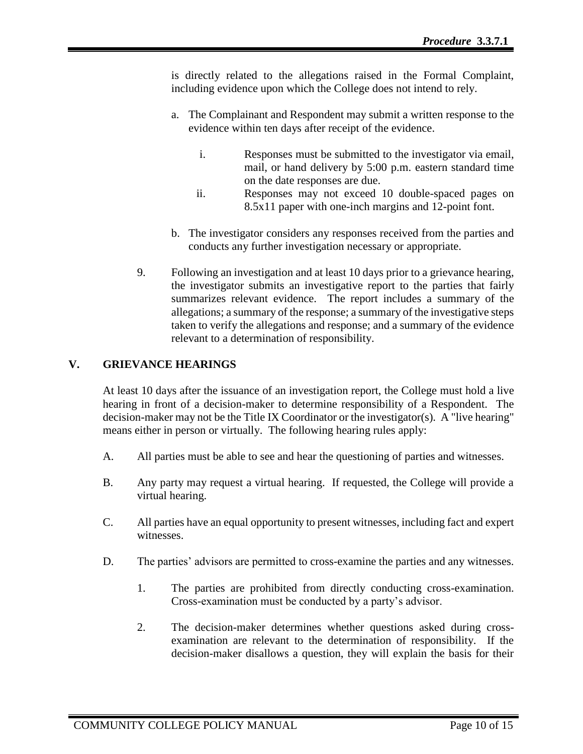is directly related to the allegations raised in the Formal Complaint, including evidence upon which the College does not intend to rely.

a. The Complainant and Respondent may submit a written response to the evidence within ten days after receipt of the evidence.

    i. Responses must be submitted to the investigator via email, mail, or hand delivery by 5:00 p.m. eastern standard time on the date responses are due.

    ii. Responses may not exceed 10 double-spaced pages on 8.5x11 paper with one-inch margins and 12-point font.

b. The investigator considers any responses received from the parties and conducts any further investigation necessary or appropriate.

9. Following an investigation and at least 10 days prior to a grievance hearing, the investigator submits an investigative report to the parties that fairly summarizes relevant evidence. The report includes a summary of the allegations; a summary of the response; a summary of the investigative steps taken to verify the allegations and response; and a summary of the evidence relevant to a determination of responsibility.

## V. GRIEVANCE HEARINGS

At least 10 days after the issuance of an investigation report, the College must hold a live hearing in front of a decision-maker to determine responsibility of a Respondent. The decision-maker may not be the Title IX Coordinator or the investigator(s). A "live hearing" means either in person or virtually. The following hearing rules apply:

A. All parties must be able to see and hear the questioning of parties and witnesses.

B. Any party may request a virtual hearing. If requested, the College will provide a virtual hearing.

C. All parties have an equal opportunity to present witnesses, including fact and expert witnesses.

D. The parties' advisors are permitted to cross-examine the parties and any witnesses.

1. The parties are prohibited from directly conducting cross-examination. Cross-examination must be conducted by a party's advisor.

2. The decision-maker determines whether questions asked during cross-examination are relevant to the determination of responsibility. If the decision-maker disallows a question, they will explain the basis for their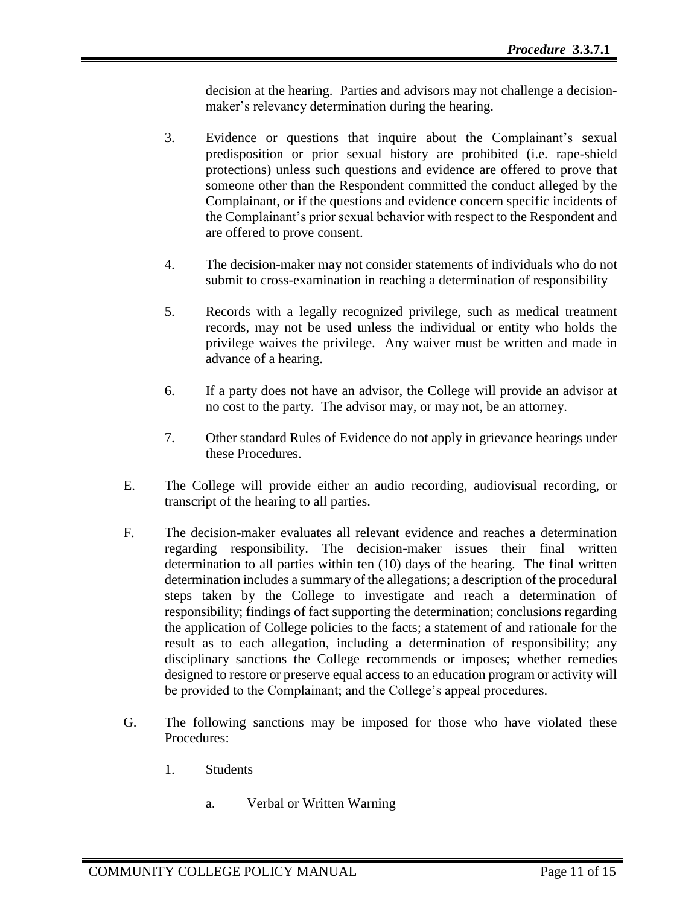decision at the hearing. Parties and advisors may not challenge a decision-maker's relevancy determination during the hearing.

3. Evidence or questions that inquire about the Complainant's sexual predisposition or prior sexual history are prohibited (i.e. rape-shield protections) unless such questions and evidence are offered to prove that someone other than the Respondent committed the conduct alleged by the Complainant, or if the questions and evidence concern specific incidents of the Complainant's prior sexual behavior with respect to the Respondent and are offered to prove consent.

4. The decision-maker may not consider statements of individuals who do not submit to cross-examination in reaching a determination of responsibility

5. Records with a legally recognized privilege, such as medical treatment records, may not be used unless the individual or entity who holds the privilege waives the privilege. Any waiver must be written and made in advance of a hearing.

6. If a party does not have an advisor, the College will provide an advisor at no cost to the party. The advisor may, or may not, be an attorney.

7. Other standard Rules of Evidence do not apply in grievance hearings under these Procedures.

E. The College will provide either an audio recording, audiovisual recording, or transcript of the hearing to all parties.

F. The decision-maker evaluates all relevant evidence and reaches a determination regarding responsibility. The decision-maker issues their final written determination to all parties within ten (10) days of the hearing. The final written determination includes a summary of the allegations; a description of the procedural steps taken by the College to investigate and reach a determination of responsibility; findings of fact supporting the determination; conclusions regarding the application of College policies to the facts; a statement of and rationale for the result as to each allegation, including a determination of responsibility; any disciplinary sanctions the College recommends or imposes; whether remedies designed to restore or preserve equal access to an education program or activity will be provided to the Complainant; and the College's appeal procedures.

G. The following sanctions may be imposed for those who have violated these Procedures:

1. Students

    a. Verbal or Written Warning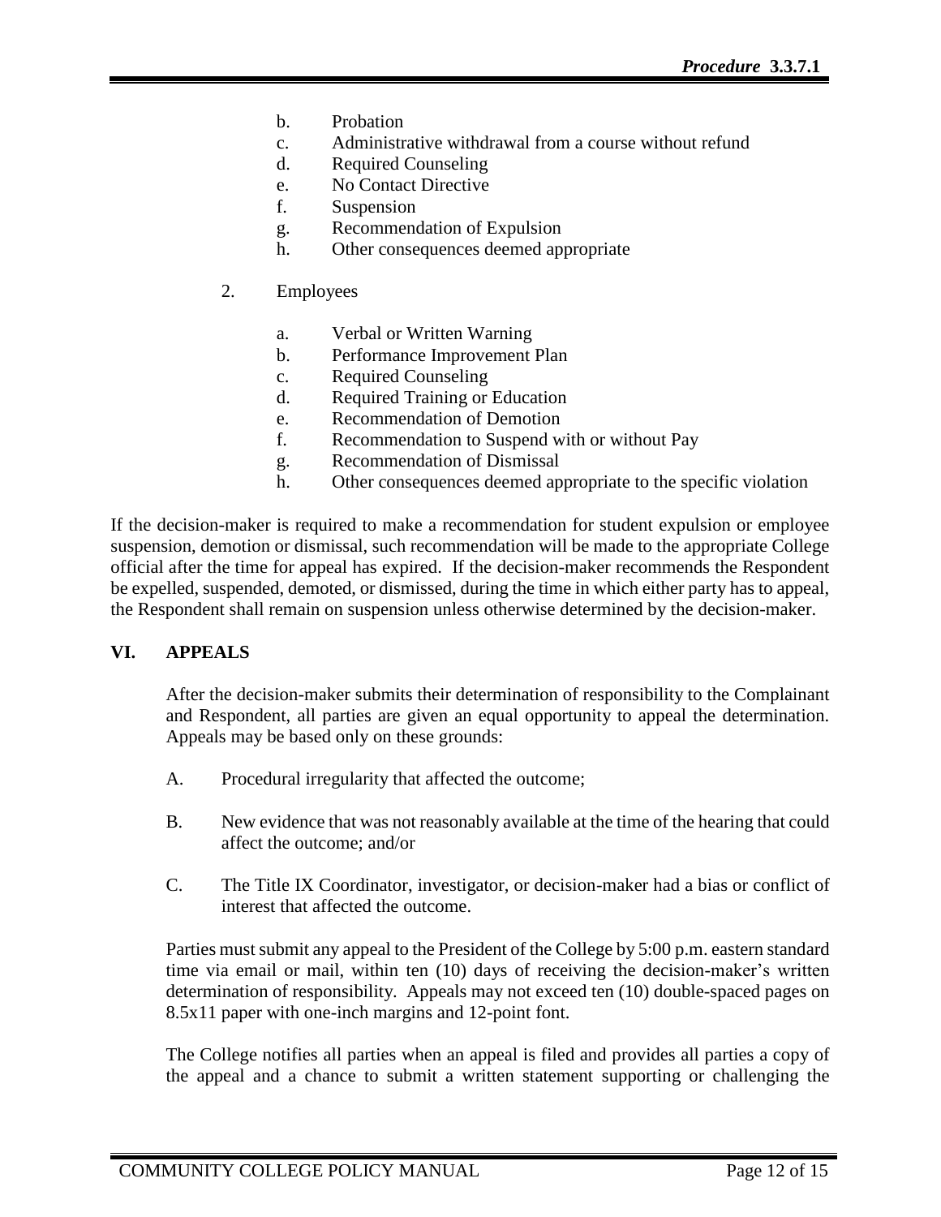b. Probation
   c. Administrative withdrawal from a course without refund
   d. Required Counseling
   e. No Contact Directive
   f. Suspension
   g. Recommendation of Expulsion
   h. Other consequences deemed appropriate

2. Employees

   a. Verbal or Written Warning
   b. Performance Improvement Plan
   c. Required Counseling
   d. Required Training or Education
   e. Recommendation of Demotion
   f. Recommendation to Suspend with or without Pay
   g. Recommendation of Dismissal
   h. Other consequences deemed appropriate to the specific violation

If the decision-maker is required to make a recommendation for student expulsion or employee suspension, demotion or dismissal, such recommendation will be made to the appropriate College official after the time for appeal has expired. If the decision-maker recommends the Respondent be expelled, suspended, demoted, or dismissed, during the time in which either party has to appeal, the Respondent shall remain on suspension unless otherwise determined by the decision-maker.

## VI. APPEALS

After the decision-maker submits their determination of responsibility to the Complainant and Respondent, all parties are given an equal opportunity to appeal the determination. Appeals may be based only on these grounds:

A. Procedural irregularity that affected the outcome;

B. New evidence that was not reasonably available at the time of the hearing that could affect the outcome; and/or

C. The Title IX Coordinator, investigator, or decision-maker had a bias or conflict of interest that affected the outcome.

Parties must submit any appeal to the President of the College by 5:00 p.m. eastern standard time via email or mail, within ten (10) days of receiving the decision-maker's written determination of responsibility. Appeals may not exceed ten (10) double-spaced pages on 8.5x11 paper with one-inch margins and 12-point font.

The College notifies all parties when an appeal is filed and provides all parties a copy of the appeal and a chance to submit a written statement supporting or challenging the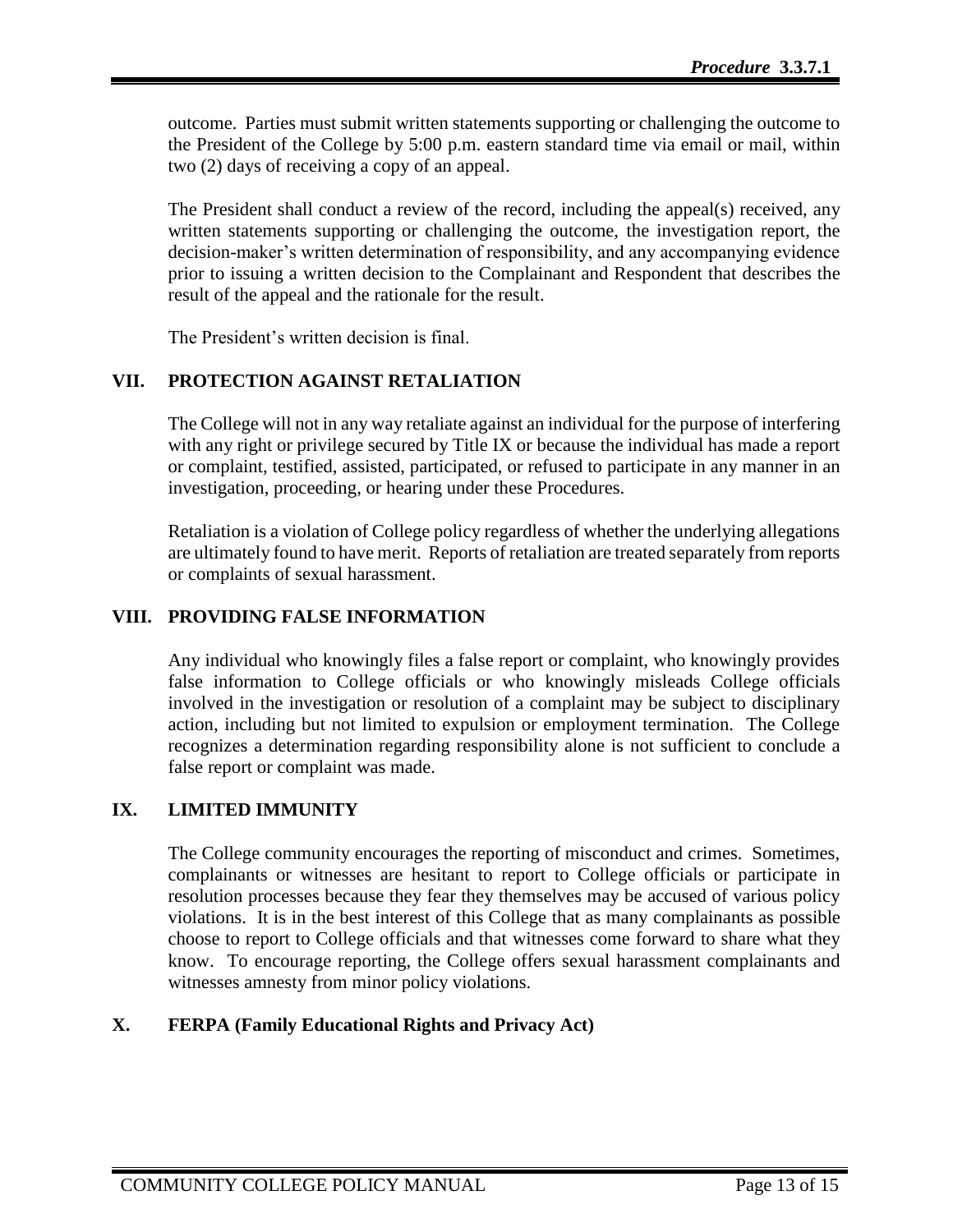outcome. Parties must submit written statements supporting or challenging the outcome to the President of the College by 5:00 p.m. eastern standard time via email or mail, within two (2) days of receiving a copy of an appeal.

The President shall conduct a review of the record, including the appeal(s) received, any written statements supporting or challenging the outcome, the investigation report, the decision-maker's written determination of responsibility, and any accompanying evidence prior to issuing a written decision to the Complainant and Respondent that describes the result of the appeal and the rationale for the result.

The President's written decision is final.

## VII. PROTECTION AGAINST RETALIATION

The College will not in any way retaliate against an individual for the purpose of interfering with any right or privilege secured by Title IX or because the individual has made a report or complaint, testified, assisted, participated, or refused to participate in any manner in an investigation, proceeding, or hearing under these Procedures.

Retaliation is a violation of College policy regardless of whether the underlying allegations are ultimately found to have merit. Reports of retaliation are treated separately from reports or complaints of sexual harassment.

## VIII. PROVIDING FALSE INFORMATION

Any individual who knowingly files a false report or complaint, who knowingly provides false information to College officials or who knowingly misleads College officials involved in the investigation or resolution of a complaint may be subject to disciplinary action, including but not limited to expulsion or employment termination. The College recognizes a determination regarding responsibility alone is not sufficient to conclude a false report or complaint was made.

## IX. LIMITED IMMUNITY

The College community encourages the reporting of misconduct and crimes. Sometimes, complainants or witnesses are hesitant to report to College officials or participate in resolution processes because they fear they themselves may be accused of various policy violations. It is in the best interest of this College that as many complainants as possible choose to report to College officials and that witnesses come forward to share what they know. To encourage reporting, the College offers sexual harassment complainants and witnesses amnesty from minor policy violations.

## X. FERPA (Family Educational Rights and Privacy Act)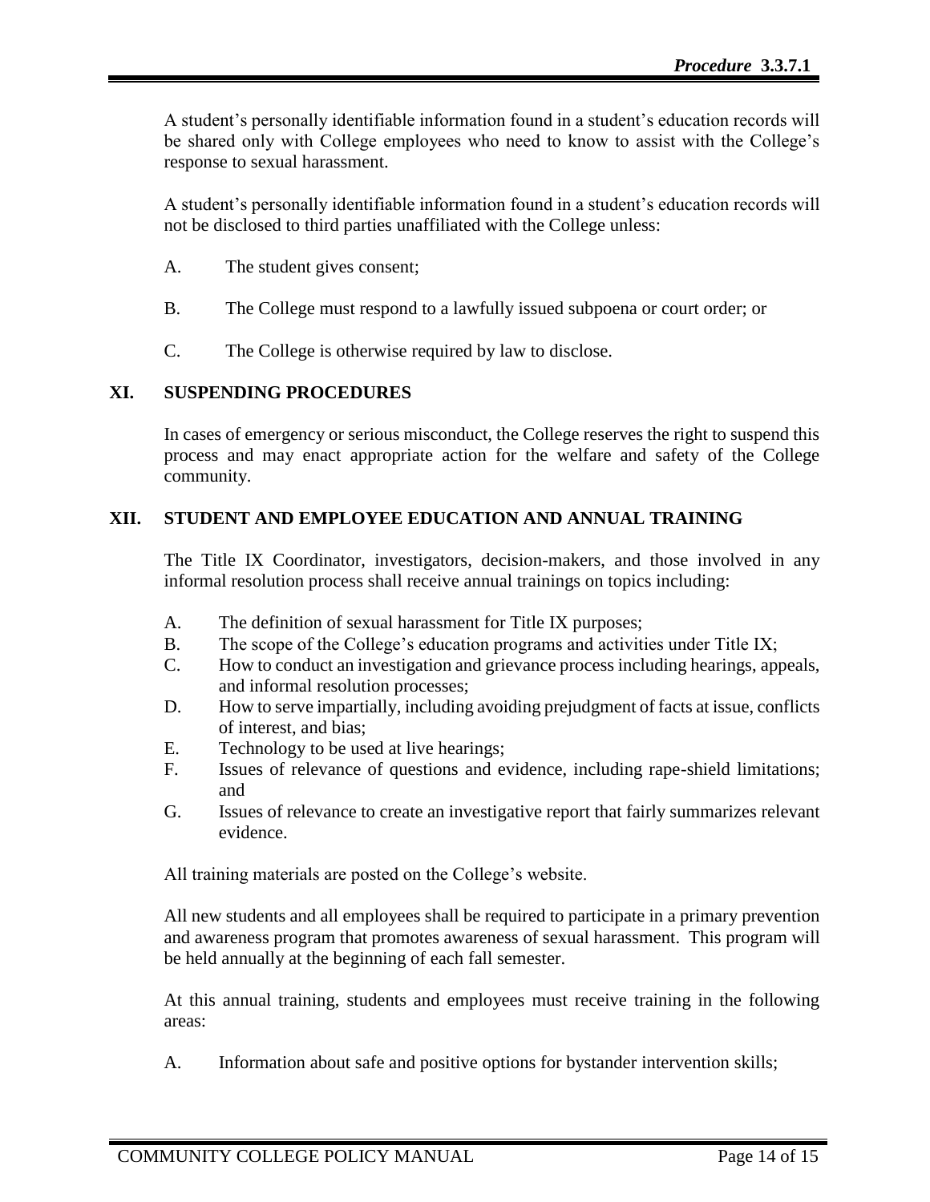A student's personally identifiable information found in a student's education records will be shared only with College employees who need to know to assist with the College's response to sexual harassment.

A student's personally identifiable information found in a student's education records will not be disclosed to third parties unaffiliated with the College unless:

A. The student gives consent;

B. The College must respond to a lawfully issued subpoena or court order; or

C. The College is otherwise required by law to disclose.

## XI. SUSPENDING PROCEDURES

In cases of emergency or serious misconduct, the College reserves the right to suspend this process and may enact appropriate action for the welfare and safety of the College community.

## XII. STUDENT AND EMPLOYEE EDUCATION AND ANNUAL TRAINING

The Title IX Coordinator, investigators, decision-makers, and those involved in any informal resolution process shall receive annual trainings on topics including:

A. The definition of sexual harassment for Title IX purposes;
B. The scope of the College's education programs and activities under Title IX;
C. How to conduct an investigation and grievance process including hearings, appeals, and informal resolution processes;
D. How to serve impartially, including avoiding prejudgment of facts at issue, conflicts of interest, and bias;
E. Technology to be used at live hearings;
F. Issues of relevance of questions and evidence, including rape-shield limitations; and
G. Issues of relevance to create an investigative report that fairly summarizes relevant evidence.

All training materials are posted on the College's website.

All new students and all employees shall be required to participate in a primary prevention and awareness program that promotes awareness of sexual harassment. This program will be held annually at the beginning of each fall semester.

At this annual training, students and employees must receive training in the following areas:

A. Information about safe and positive options for bystander intervention skills;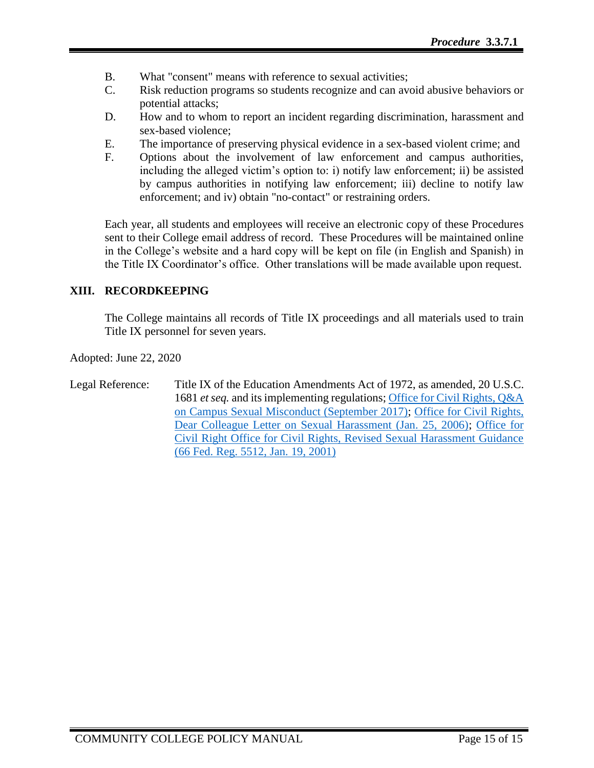B. What "consent" means with reference to sexual activities;

C. Risk reduction programs so students recognize and can avoid abusive behaviors or potential attacks;

D. How and to whom to report an incident regarding discrimination, harassment and sex-based violence;

E. The importance of preserving physical evidence in a sex-based violent crime; and

F. Options about the involvement of law enforcement and campus authorities, including the alleged victim's option to: i) notify law enforcement; ii) be assisted by campus authorities in notifying law enforcement; iii) decline to notify law enforcement; and iv) obtain "no-contact" or restraining orders.

Each year, all students and employees will receive an electronic copy of these Procedures sent to their College email address of record. These Procedures will be maintained online in the College's website and a hard copy will be kept on file (in English and Spanish) in the Title IX Coordinator's office. Other translations will be made available upon request.

## XIII. RECORDKEEPING

The College maintains all records of Title IX proceedings and all materials used to train Title IX personnel for seven years.

Adopted: June 22, 2020

Legal Reference: Title IX of the Education Amendments Act of 1972, as amended, 20 U.S.C. 1681 *et seq.* and its implementing regulations; Office for Civil Rights, Q&A on Campus Sexual Misconduct (September 2017); Office for Civil Rights, Dear Colleague Letter on Sexual Harassment (Jan. 25, 2006); Office for Civil Right Office for Civil Rights, Revised Sexual Harassment Guidance (66 Fed. Reg. 5512, Jan. 19, 2001)